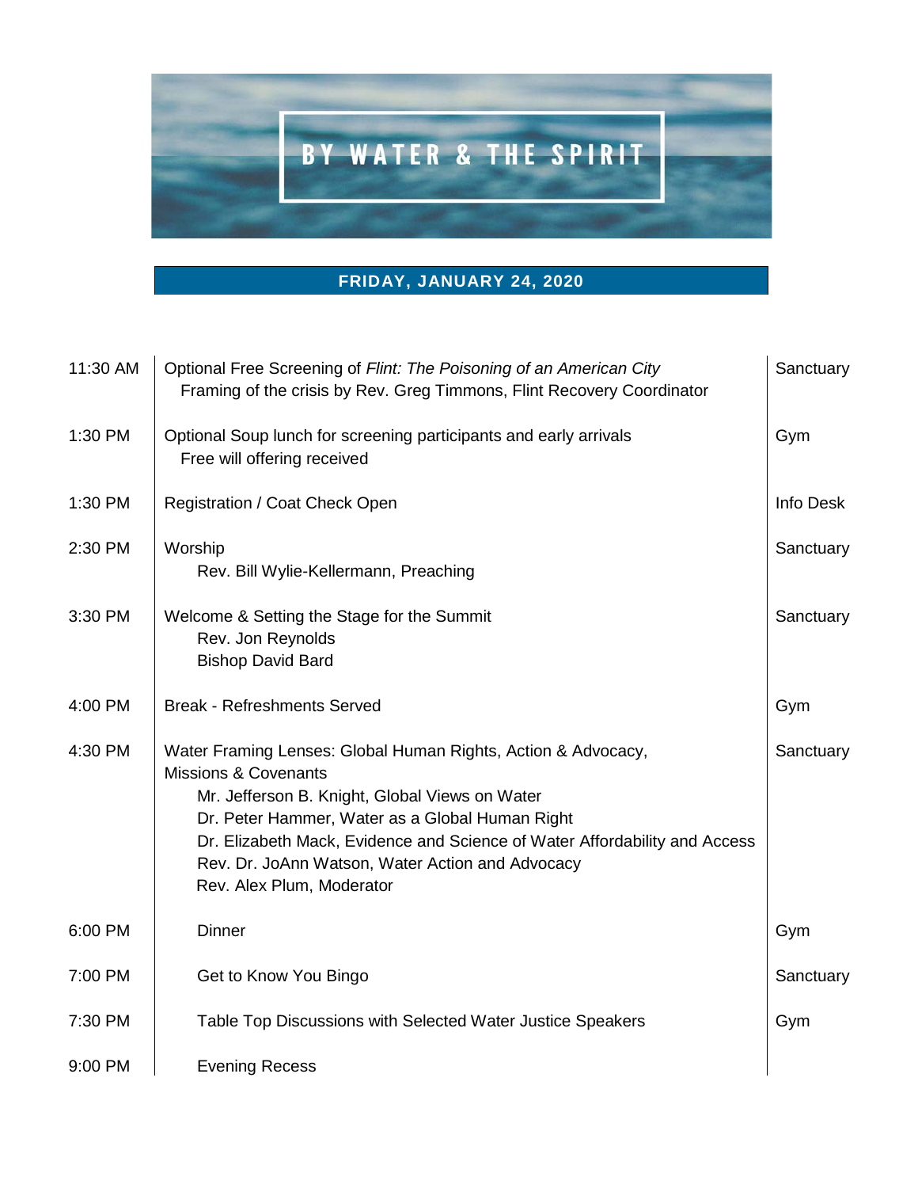# BY WATER & THE SPIRIT

## FRIDAY, JANUARY 24, 2020

| Time | Event | Location |
|---|---|---|
| 11:30 AM | Optional Free Screening of *Flint: The Poisoning of an American City*<br>Framing of the crisis by Rev. Greg Timmons, Flint Recovery Coordinator | Sanctuary |
| 1:30 PM | Optional Soup lunch for screening participants and early arrivals<br>Free will offering received | Gym |
| 1:30 PM | Registration / Coat Check Open | Info Desk |
| 2:30 PM | Worship<br>Rev. Bill Wylie-Kellermann, Preaching | Sanctuary |
| 3:30 PM | Welcome & Setting the Stage for the Summit<br>Rev. Jon Reynolds<br>Bishop David Bard | Sanctuary |
| 4:00 PM | Break - Refreshments Served | Gym |
| 4:30 PM | Water Framing Lenses: Global Human Rights, Action & Advocacy, Missions & Covenants<br>Mr. Jefferson B. Knight, Global Views on Water<br>Dr. Peter Hammer, Water as a Global Human Right<br>Dr. Elizabeth Mack, Evidence and Science of Water Affordability and Access<br>Rev. Dr. JoAnn Watson, Water Action and Advocacy<br>Rev. Alex Plum, Moderator | Sanctuary |
| 6:00 PM | Dinner | Gym |
| 7:00 PM | Get to Know You Bingo | Sanctuary |
| 7:30 PM | Table Top Discussions with Selected Water Justice Speakers | Gym |
| 9:00 PM | Evening Recess | |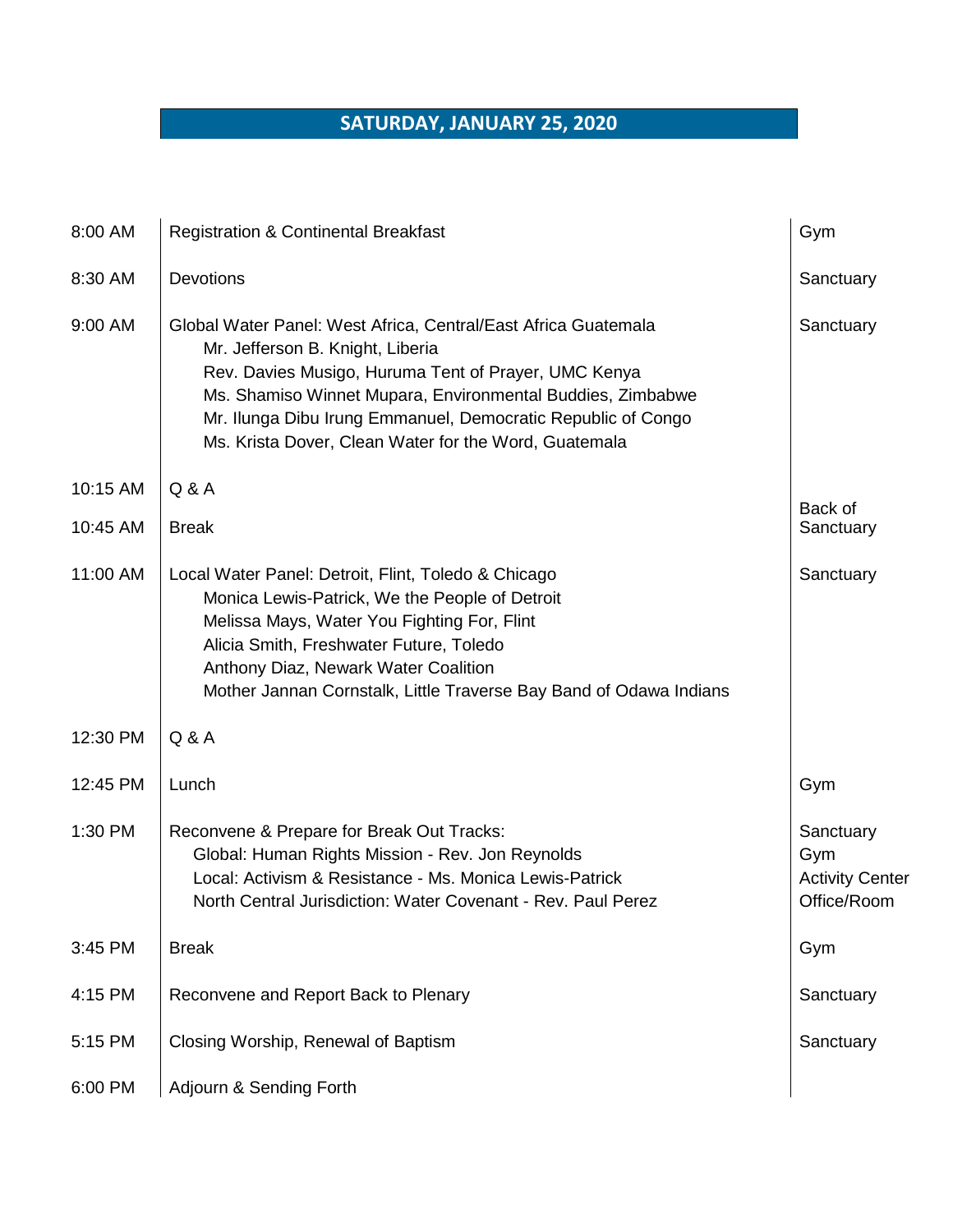## SATURDAY, JANUARY 25, 2020

| | | |
|---|---|---|
| 8:00 AM | Registration & Continental Breakfast | Gym |
| 8:30 AM | Devotions | Sanctuary |
| 9:00 AM | Global Water Panel: West Africa, Central/East Africa Guatemala<br>Mr. Jefferson B. Knight, Liberia<br>Rev. Davies Musigo, Huruma Tent of Prayer, UMC Kenya<br>Ms. Shamiso Winnet Mupara, Environmental Buddies, Zimbabwe<br>Mr. Ilunga Dibu Irung Emmanuel, Democratic Republic of Congo<br>Ms. Krista Dover, Clean Water for the Word, Guatemala | Sanctuary |
| 10:15 AM | Q & A | |
| 10:45 AM | Break | Back of Sanctuary |
| 11:00 AM | Local Water Panel: Detroit, Flint, Toledo & Chicago<br>Monica Lewis-Patrick, We the People of Detroit<br>Melissa Mays, Water You Fighting For, Flint<br>Alicia Smith, Freshwater Future, Toledo<br>Anthony Diaz, Newark Water Coalition<br>Mother Jannan Cornstalk, Little Traverse Bay Band of Odawa Indians | Sanctuary |
| 12:30 PM | Q & A | |
| 12:45 PM | Lunch | Gym |
| 1:30 PM | Reconvene & Prepare for Break Out Tracks:<br>Global: Human Rights Mission - Rev. Jon Reynolds<br>Local: Activism & Resistance - Ms. Monica Lewis-Patrick<br>North Central Jurisdiction: Water Covenant - Rev. Paul Perez | Sanctuary<br>Gym<br>Activity Center<br>Office/Room |
| 3:45 PM | Break | Gym |
| 4:15 PM | Reconvene and Report Back to Plenary | Sanctuary |
| 5:15 PM | Closing Worship, Renewal of Baptism | Sanctuary |
| 6:00 PM | Adjourn & Sending Forth | |